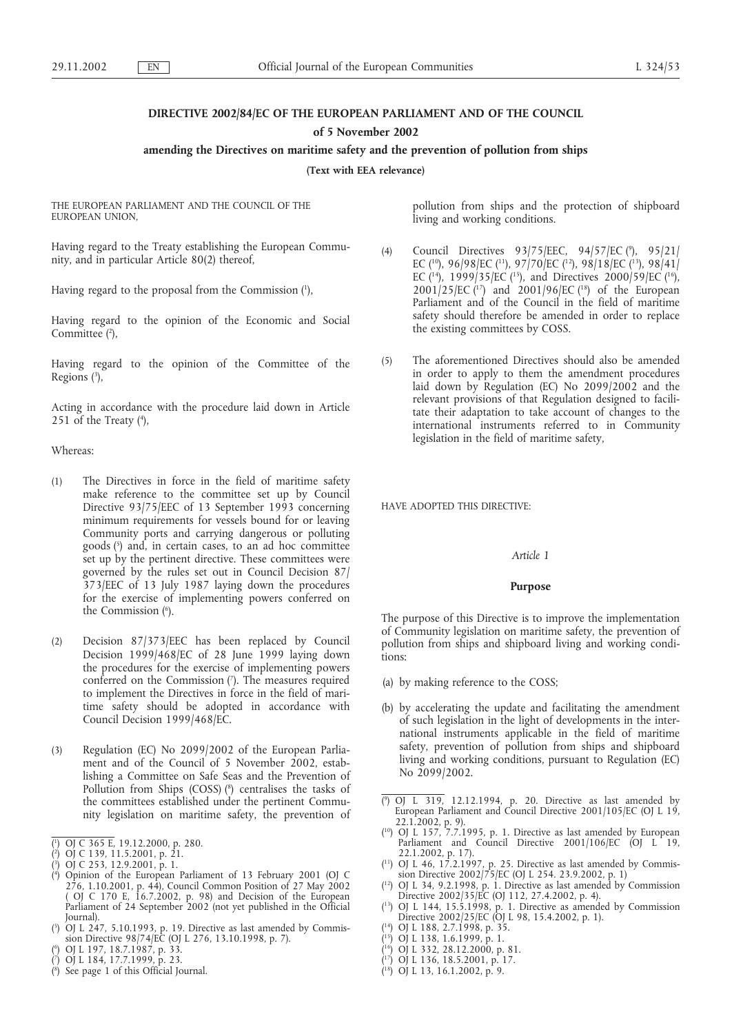# DIRECTIVE 2002/84/EC OF THE EUROPEAN PARLIAMENT AND OF THE COUNCIL

**of 5 November 2002**

**amending the Directives on maritime safety and the prevention of pollution from ships**

**(Text with EEA relevance)**

THE EUROPEAN PARLIAMENT AND THE COUNCIL OF THE EUROPEAN UNION,

Having regard to the Treaty establishing the European Community, and in particular Article 80(2) thereof,

Having regard to the proposal from the Commission [1],

Having regard to the opinion of the Economic and Social Committee [2],

Having regard to the opinion of the Committee of the Regions [3],

Acting in accordance with the procedure laid down in Article 251 of the Treaty [4],

Whereas:

(1) The Directives in force in the field of maritime safety make reference to the committee set up by Council Directive 93/75/EEC of 13 September 1993 concerning minimum requirements for vessels bound for or leaving Community ports and carrying dangerous or polluting goods [5] and, in certain cases, to an ad hoc committee set up by the pertinent directive. These committees were governed by the rules set out in Council Decision 87/373/EEC of 13 July 1987 laying down the procedures for the exercise of implementing powers conferred on the Commission [6].

(2) Decision 87/373/EEC has been replaced by Council Decision 1999/468/EC of 28 June 1999 laying down the procedures for the exercise of implementing powers conferred on the Commission [7]. The measures required to implement the Directives in force in the field of maritime safety should be adopted in accordance with Council Decision 1999/468/EC.

(3) Regulation (EC) No 2099/2002 of the European Parliament and of the Council of 5 November 2002, establishing a Committee on Safe Seas and the Prevention of Pollution from Ships (COSS) [8] centralises the tasks of the committees established under the pertinent Community legislation on maritime safety, the prevention of pollution from ships and the protection of shipboard living and working conditions.

(4) Council Directives 93/75/EEC, 94/57/EC [9], 95/21/EC [10], 96/98/EC [11], 97/70/EC [12], 98/18/EC [13], 98/41/EC [14], 1999/35/EC [15], and Directives 2000/59/EC [16], 2001/25/EC [17] and 2001/96/EC [18] of the European Parliament and of the Council in the field of maritime safety should therefore be amended in order to replace the existing committees by COSS.

(5) The aforementioned Directives should also be amended in order to apply to them the amendment procedures laid down by Regulation (EC) No 2099/2002 and the relevant provisions of that Regulation designed to facilitate their adaptation to take account of changes to the international instruments referred to in Community legislation in the field of maritime safety,

HAVE ADOPTED THIS DIRECTIVE:

*Article 1*

**Purpose**

The purpose of this Directive is to improve the implementation of Community legislation on maritime safety, the prevention of pollution from ships and shipboard living and working conditions:

(a) by making reference to the COSS;

(b) by accelerating the update and facilitating the amendment of such legislation in the light of developments in the international instruments applicable in the field of maritime safety, prevention of pollution from ships and shipboard living and working conditions, pursuant to Regulation (EC) No 2099/2002.

---

[1] OJ C 365 E, 19.12.2000, p. 280.

[2] OJ C 139, 11.5.2001, p. 21.

[3] OJ C 253, 12.9.2001, p. 1.

[4] Opinion of the European Parliament of 13 February 2001 (OJ C 276, 1.10.2001, p. 44), Council Common Position of 27 May 2002 ( OJ C 170 E, 16.7.2002, p. 98) and Decision of the European Parliament of 24 September 2002 (not yet published in the Official Journal).

[5] OJ L 247, 5.10.1993, p. 19. Directive as last amended by Commission Directive 98/74/EC (OJ L 276, 13.10.1998, p. 7).

[6] OJ L 197, 18.7.1987, p. 33.

[7] OJ L 184, 17.7.1999, p. 23.

[8] See page 1 of this Official Journal.

[9] OJ L 319, 12.12.1994, p. 20. Directive as last amended by European Parliament and Council Directive 2001/105/EC (OJ L 19, 22.1.2002, p. 9).

[10] OJ L 157, 7.7.1995, p. 1. Directive as last amended by European Parliament and Council Directive 2001/106/EC (OJ L 19, 22.1.2002, p. 17).

[11] OJ L 46, 17.2.1997, p. 25. Directive as last amended by Commission Directive 2002/75/EC (OJ L 254. 23.9.2002, p. 1)

[12] OJ L 34, 9.2.1998, p. 1. Directive as last amended by Commission Directive 2002/35/EC (OJ L 112, 27.4.2002, p. 4).

[13] OJ L 144, 15.5.1998, p. 1. Directive as amended by Commission Directive 2002/25/EC (OJ L 98, 15.4.2002, p. 1).

[14] OJ L 188, 2.7.1998, p. 35.

[15] OJ L 138, 1.6.1999, p. 1.

[16] OJ L 332, 28.12.2000, p. 81.

[17] OJ L 136, 18.5.2001, p. 17.

[18] OJ L 13, 16.1.2002, p. 9.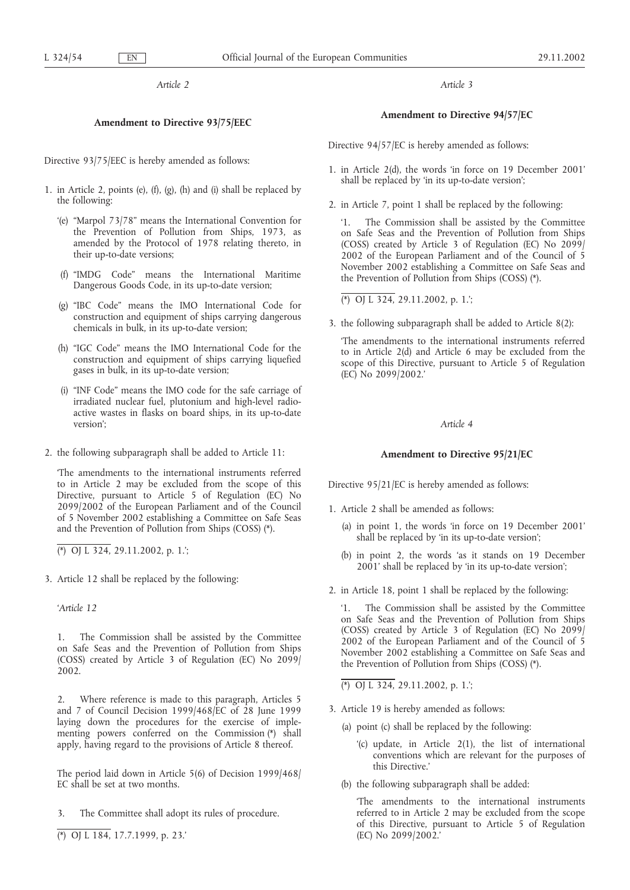*Article 2*

**Amendment to Directive 93/75/EEC**

Directive 93/75/EEC is hereby amended as follows:

1. in Article 2, points (e), (f), (g), (h) and (i) shall be replaced by the following:

   '(e) "Marpol 73/78" means the International Convention for the Prevention of Pollution from Ships, 1973, as amended by the Protocol of 1978 relating thereto, in their up-to-date versions;

   (f) "IMDG Code" means the International Maritime Dangerous Goods Code, in its up-to-date version;

   (g) "IBC Code" means the IMO International Code for construction and equipment of ships carrying dangerous chemicals in bulk, in its up-to-date version;

   (h) "IGC Code" means the IMO International Code for the construction and equipment of ships carrying liquefied gases in bulk, in its up-to-date version;

   (i) "INF Code" means the IMO code for the safe carriage of irradiated nuclear fuel, plutonium and high-level radioactive wastes in flasks on board ships, in its up-to-date version';

2. the following subparagraph shall be added to Article 11:

   'The amendments to the international instruments referred to in Article 2 may be excluded from the scope of this Directive, pursuant to Article 5 of Regulation (EC) No 2099/2002 of the European Parliament and of the Council of 5 November 2002 establishing a Committee on Safe Seas and the Prevention of Pollution from Ships (COSS) (*).

   (*) OJ L 324, 29.11.2002, p. 1.';

3. Article 12 shall be replaced by the following:

   '*Article 12*

   1. The Commission shall be assisted by the Committee on Safe Seas and the Prevention of Pollution from Ships (COSS) created by Article 3 of Regulation (EC) No 2099/2002.

   2. Where reference is made to this paragraph, Articles 5 and 7 of Council Decision 1999/468/EC of 28 June 1999 laying down the procedures for the exercise of implementing powers conferred on the Commission (*) shall apply, having regard to the provisions of Article 8 thereof.

   The period laid down in Article 5(6) of Decision 1999/468/EC shall be set at two months.

   3. The Committee shall adopt its rules of procedure.

   (*) OJ L 184, 17.7.1999, p. 23.'

*Article 3*

**Amendment to Directive 94/57/EC**

Directive 94/57/EC is hereby amended as follows:

1. in Article 2(d), the words 'in force on 19 December 2001' shall be replaced by 'in its up-to-date version';

2. in Article 7, point 1 shall be replaced by the following:

   '1. The Commission shall be assisted by the Committee on Safe Seas and the Prevention of Pollution from Ships (COSS) created by Article 3 of Regulation (EC) No 2099/2002 of the European Parliament and of the Council of 5 November 2002 establishing a Committee on Safe Seas and the Prevention of Pollution from Ships (COSS) (*).

   (*) OJ L 324, 29.11.2002, p. 1.';

3. the following subparagraph shall be added to Article 8(2):

   'The amendments to the international instruments referred to in Article 2(d) and Article 6 may be excluded from the scope of this Directive, pursuant to Article 5 of Regulation (EC) No 2099/2002.'

*Article 4*

**Amendment to Directive 95/21/EC**

Directive 95/21/EC is hereby amended as follows:

1. Article 2 shall be amended as follows:

   (a) in point 1, the words 'in force on 19 December 2001' shall be replaced by 'in its up-to-date version';

   (b) in point 2, the words 'as it stands on 19 December 2001' shall be replaced by 'in its up-to-date version';

2. in Article 18, point 1 shall be replaced by the following:

   '1. The Commission shall be assisted by the Committee on Safe Seas and the Prevention of Pollution from Ships (COSS) created by Article 3 of Regulation (EC) No 2099/2002 of the European Parliament and of the Council of 5 November 2002 establishing a Committee on Safe Seas and the Prevention of Pollution from Ships (COSS) (*).

   (*) OJ L 324, 29.11.2002, p. 1.';

3. Article 19 is hereby amended as follows:

   (a) point (c) shall be replaced by the following:

      '(c) update, in Article 2(1), the list of international conventions which are relevant for the purposes of this Directive.'

   (b) the following subparagraph shall be added:

      'The amendments to the international instruments referred to in Article 2 may be excluded from the scope of this Directive, pursuant to Article 5 of Regulation (EC) No 2099/2002.'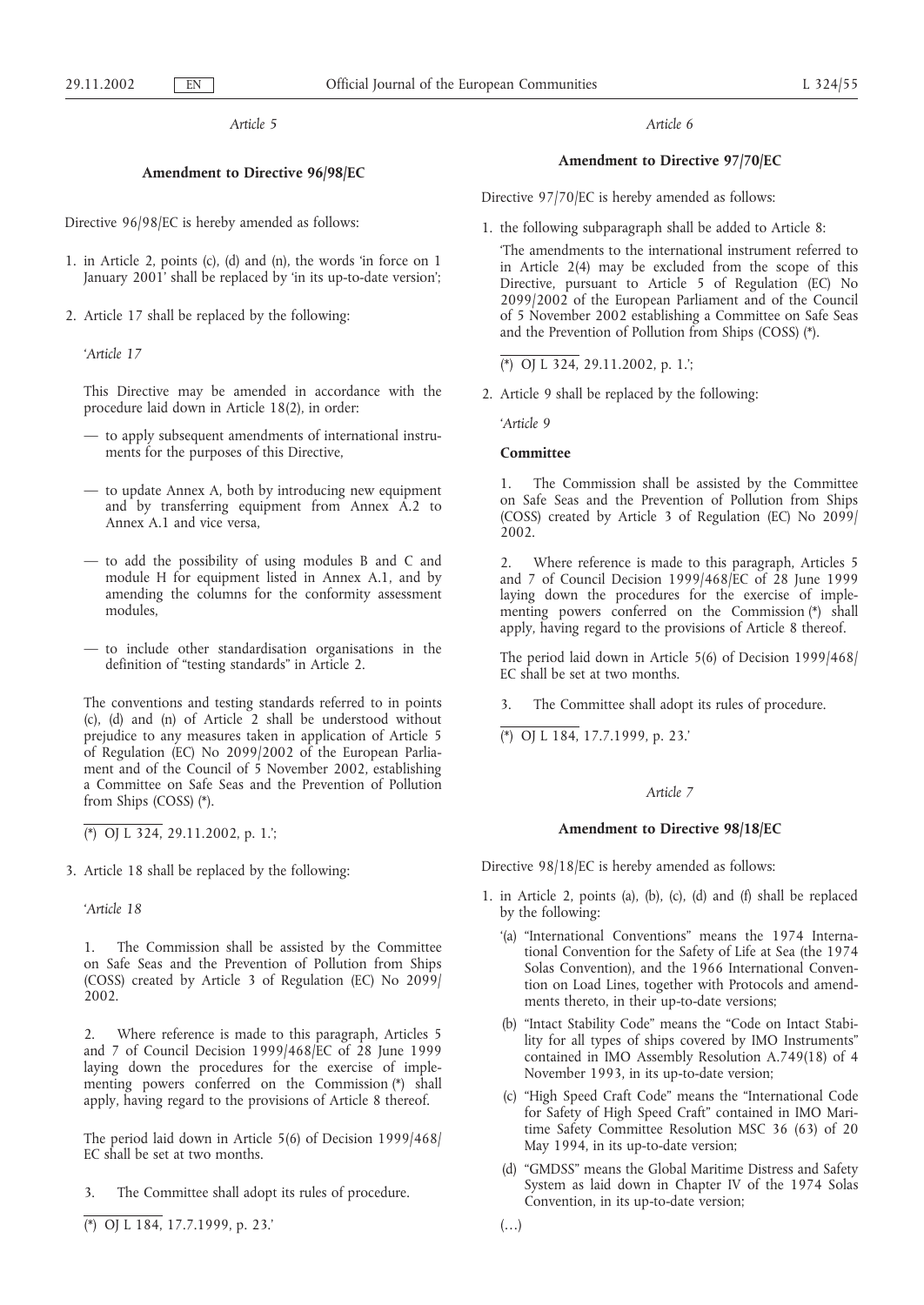*Article 5*

**Amendment to Directive 96/98/EC**

Directive 96/98/EC is hereby amended as follows:

1. in Article 2, points (c), (d) and (n), the words 'in force on 1 January 2001' shall be replaced by 'in its up-to-date version';

2. Article 17 shall be replaced by the following:

   '*Article 17*

   This Directive may be amended in accordance with the procedure laid down in Article 18(2), in order:

   — to apply subsequent amendments of international instruments for the purposes of this Directive,

   — to update Annex A, both by introducing new equipment and by transferring equipment from Annex A.2 to Annex A.1 and vice versa,

   — to add the possibility of using modules B and C and module H for equipment listed in Annex A.1, and by amending the columns for the conformity assessment modules,

   — to include other standardisation organisations in the definition of "testing standards" in Article 2.

   The conventions and testing standards referred to in points (c), (d) and (n) of Article 2 shall be understood without prejudice to any measures taken in application of Article 5 of Regulation (EC) No 2099/2002 of the European Parliament and of the Council of 5 November 2002, establishing a Committee on Safe Seas and the Prevention of Pollution from Ships (COSS) (*).

   (*) OJ L 324, 29.11.2002, p. 1.';

3. Article 18 shall be replaced by the following:

   '*Article 18*

   1. The Commission shall be assisted by the Committee on Safe Seas and the Prevention of Pollution from Ships (COSS) created by Article 3 of Regulation (EC) No 2099/2002.

   2. Where reference is made to this paragraph, Articles 5 and 7 of Council Decision 1999/468/EC of 28 June 1999 laying down the procedures for the exercise of implementing powers conferred on the Commission (*) shall apply, having regard to the provisions of Article 8 thereof.

   The period laid down in Article 5(6) of Decision 1999/468/EC shall be set at two months.

   3. The Committee shall adopt its rules of procedure.

   (*) OJ L 184, 17.7.1999, p. 23.'

*Article 6*

**Amendment to Directive 97/70/EC**

Directive 97/70/EC is hereby amended as follows:

1. the following subparagraph shall be added to Article 8:

   'The amendments to the international instrument referred to in Article 2(4) may be excluded from the scope of this Directive, pursuant to Article 5 of Regulation (EC) No 2099/2002 of the European Parliament and of the Council of 5 November 2002 establishing a Committee on Safe Seas and the Prevention of Pollution from Ships (COSS) (*).

   (*) OJ L 324, 29.11.2002, p. 1.';

2. Article 9 shall be replaced by the following:

   '*Article 9*

   **Committee**

   1. The Commission shall be assisted by the Committee on Safe Seas and the Prevention of Pollution from Ships (COSS) created by Article 3 of Regulation (EC) No 2099/2002.

   2. Where reference is made to this paragraph, Articles 5 and 7 of Council Decision 1999/468/EC of 28 June 1999 laying down the procedures for the exercise of implementing powers conferred on the Commission (*) shall apply, having regard to the provisions of Article 8 thereof.

   The period laid down in Article 5(6) of Decision 1999/468/EC shall be set at two months.

   3. The Committee shall adopt its rules of procedure.

   (*) OJ L 184, 17.7.1999, p. 23.'

*Article 7*

**Amendment to Directive 98/18/EC**

Directive 98/18/EC is hereby amended as follows:

1. in Article 2, points (a), (b), (c), (d) and (f) shall be replaced by the following:

   '(a) "International Conventions" means the 1974 International Convention for the Safety of Life at Sea (the 1974 Solas Convention), and the 1966 International Convention on Load Lines, together with Protocols and amendments thereto, in their up-to-date versions;

   (b) "Intact Stability Code" means the "Code on Intact Stability for all types of ships covered by IMO Instruments" contained in IMO Assembly Resolution A.749(18) of 4 November 1993, in its up-to-date version;

   (c) "High Speed Craft Code" means the "International Code for Safety of High Speed Craft" contained in IMO Maritime Safety Committee Resolution MSC 36 (63) of 20 May 1994, in its up-to-date version;

   (d) "GMDSS" means the Global Maritime Distress and Safety System as laid down in Chapter IV of the 1974 Solas Convention, in its up-to-date version;

   (…)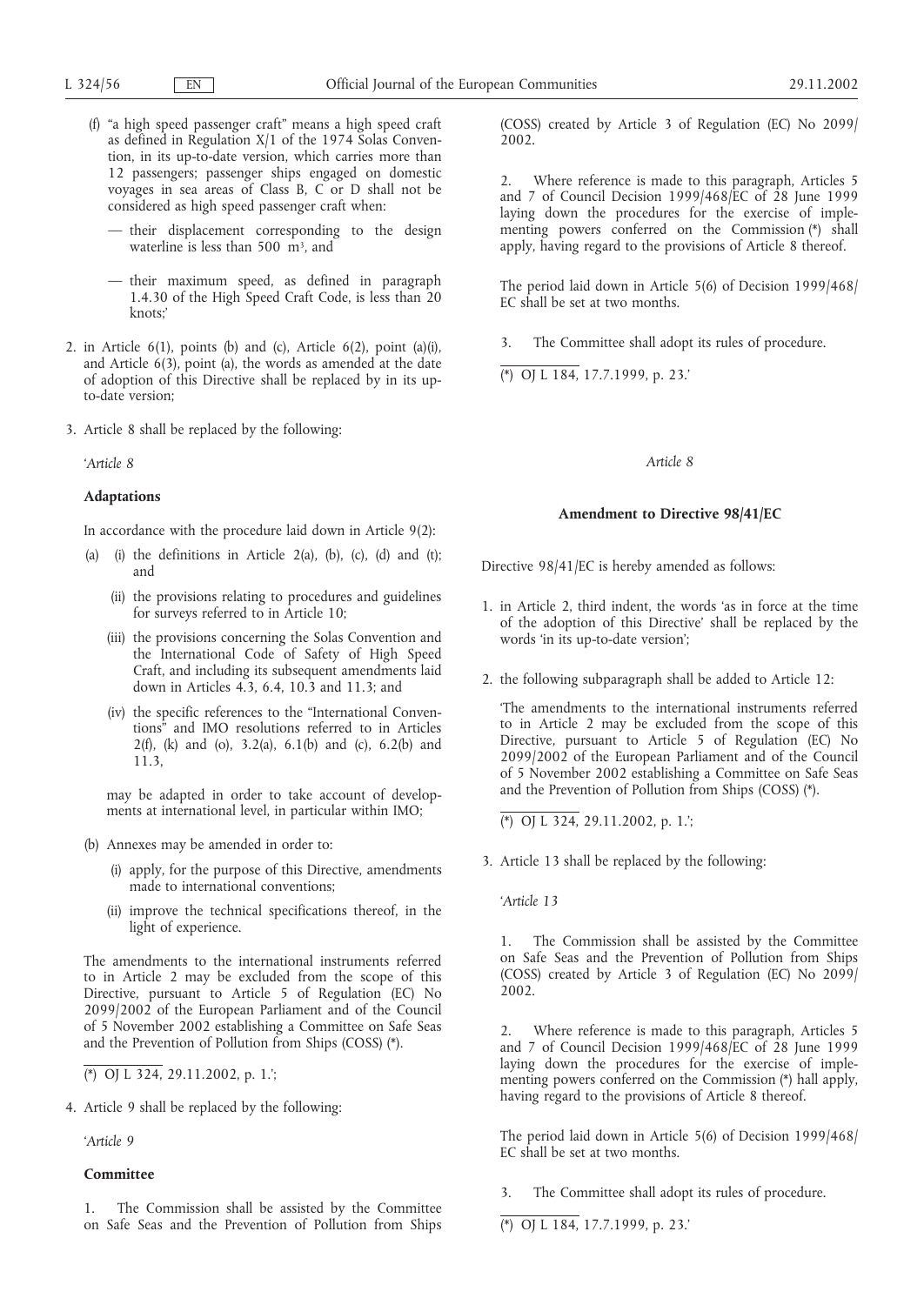(f) "a high speed passenger craft" means a high speed craft as defined in Regulation X/1 of the 1974 Solas Convention, in its up-to-date version, which carries more than 12 passengers; passenger ships engaged on domestic voyages in sea areas of Class B, C or D shall not be considered as high speed passenger craft when:

— their displacement corresponding to the design waterline is less than 500 $m^3$, and

— their maximum speed, as defined in paragraph 1.4.30 of the High Speed Craft Code, is less than 20 knots;'

2. in Article 6(1), points (b) and (c), Article 6(2), point (a)(i), and Article 6(3), point (a), the words as amended at the date of adoption of this Directive shall be replaced by in its up-to-date version;

3. Article 8 shall be replaced by the following:

'*Article 8*

**Adaptations**

In accordance with the procedure laid down in Article 9(2):

(a) (i) the definitions in Article 2(a), (b), (c), (d) and (t); and

(ii) the provisions relating to procedures and guidelines for surveys referred to in Article 10;

(iii) the provisions concerning the Solas Convention and the International Code of Safety of High Speed Craft, and including its subsequent amendments laid down in Articles 4.3, 6.4, 10.3 and 11.3; and

(iv) the specific references to the "International Conventions" and IMO resolutions referred to in Articles 2(f), (k) and (o), 3.2(a), 6.1(b) and (c), 6.2(b) and 11.3,

may be adapted in order to take account of developments at international level, in particular within IMO;

(b) Annexes may be amended in order to:

(i) apply, for the purpose of this Directive, amendments made to international conventions;

(ii) improve the technical specifications thereof, in the light of experience.

The amendments to the international instruments referred to in Article 2 may be excluded from the scope of this Directive, pursuant to Article 5 of Regulation (EC) No 2099/2002 of the European Parliament and of the Council of 5 November 2002 establishing a Committee on Safe Seas and the Prevention of Pollution from Ships (COSS) (*).

(*) OJ L 324, 29.11.2002, p. 1.';

4. Article 9 shall be replaced by the following:

'*Article 9*

**Committee**

1. The Commission shall be assisted by the Committee on Safe Seas and the Prevention of Pollution from Ships (COSS) created by Article 3 of Regulation (EC) No 2099/2002.

2. Where reference is made to this paragraph, Articles 5 and 7 of Council Decision 1999/468/EC of 28 June 1999 laying down the procedures for the exercise of implementing powers conferred on the Commission (*) shall apply, having regard to the provisions of Article 8 thereof.

The period laid down in Article 5(6) of Decision 1999/468/EC shall be set at two months.

3. The Committee shall adopt its rules of procedure.

(*) OJ L 184, 17.7.1999, p. 23.'

*Article 8*

**Amendment to Directive 98/41/EC**

Directive 98/41/EC is hereby amended as follows:

1. in Article 2, third indent, the words 'as in force at the time of the adoption of this Directive' shall be replaced by the words 'in its up-to-date version';

2. the following subparagraph shall be added to Article 12:

'The amendments to the international instruments referred to in Article 2 may be excluded from the scope of this Directive, pursuant to Article 5 of Regulation (EC) No 2099/2002 of the European Parliament and of the Council of 5 November 2002 establishing a Committee on Safe Seas and the Prevention of Pollution from Ships (COSS) (*).

(*) OJ L 324, 29.11.2002, p. 1.';

3. Article 13 shall be replaced by the following:

'*Article 13*

1. The Commission shall be assisted by the Committee on Safe Seas and the Prevention of Pollution from Ships (COSS) created by the Article 3 of Regulation (EC) No 2099/2002.

2. Where reference is made to this paragraph, Articles 5 and 7 of Council Decision 1999/468/EC of 28 June 1999 laying down the procedures for the exercise of implementing powers conferred on the Commission (*) hall apply, having regard to the provisions of Article 8 thereof.

The period laid down in Article 5(6) of Decision 1999/468/EC shall be set at two months.

3. The Committee shall adopt its rules of procedure.

(*) OJ L 184, 17.7.1999, p. 23.'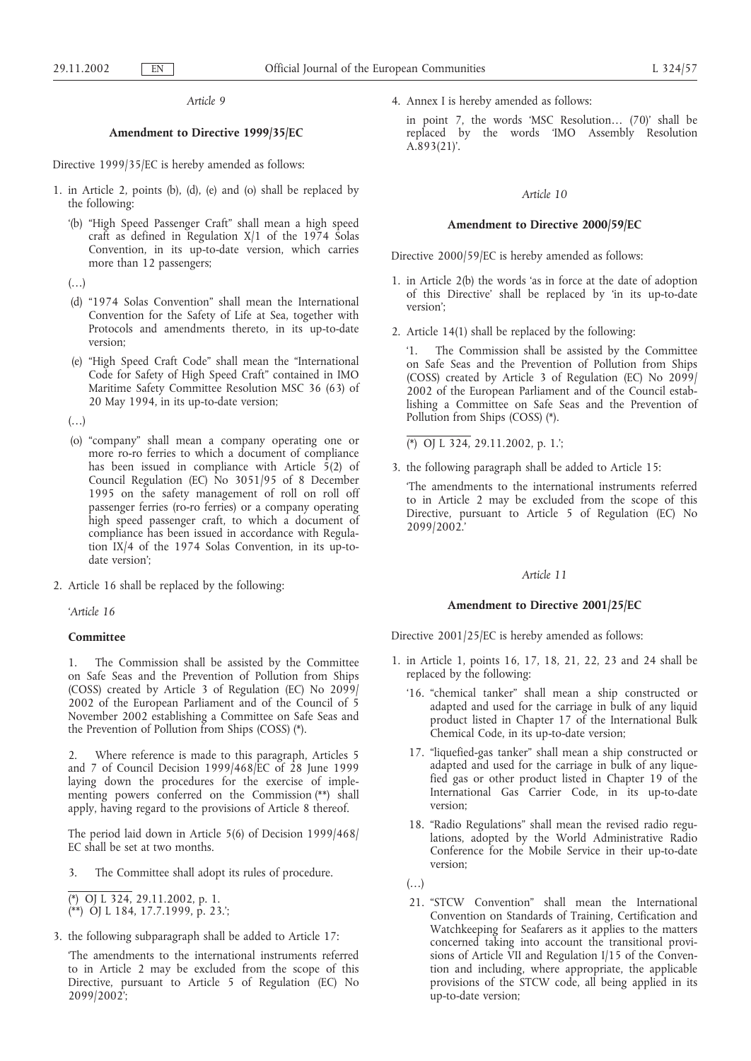*Article 9*

**Amendment to Directive 1999/35/EC**

Directive 1999/35/EC is hereby amended as follows:

1. in Article 2, points (b), (d), (e) and (o) shall be replaced by the following:

   '(b) "High Speed Passenger Craft" shall mean a high speed craft as defined in Regulation X/1 of the 1974 Solas Convention, in its up-to-date version, which carries more than 12 passengers;

   (…)

   (d) "1974 Solas Convention" shall mean the International Convention for the Safety of Life at Sea, together with Protocols and amendments thereto, in its up-to-date version;

   (e) "High Speed Craft Code" shall mean the "International Code for Safety of High Speed Craft" contained in IMO Maritime Safety Committee Resolution MSC 36 (63) of 20 May 1994, in its up-to-date version;

   (…)

   (o) "company" shall mean a company operating one or more ro-ro ferries to which a document of compliance has been issued in compliance with Article 5(2) of Council Regulation (EC) No 3051/95 of 8 December 1995 on the safety management of roll on roll off passenger ferries (ro-ro ferries) or a company operating high speed passenger craft, to which a document of compliance has been issued in accordance with Regulation IX/4 of the 1974 Solas Convention, in its up-to-date version';

2. Article 16 shall be replaced by the following:

   '*Article 16*

   **Committee**

   1. The Commission shall be assisted by the Committee on Safe Seas and the Prevention of Pollution from Ships (COSS) created by Article 3 of Regulation (EC) No 2099/2002 of the European Parliament and of the Council of 5 November 2002 establishing a Committee on Safe Seas and the Prevention of Pollution from Ships (COSS) (*).

   2. Where reference is made to this paragraph, Articles 5 and 7 of Council Decision 1999/468/EC of 28 June 1999 laying down the procedures for the exercise of implementing powers conferred on the Commission (**) shall apply, having regard to the provisions of Article 8 thereof.

   The period laid down in Article 5(6) of Decision 1999/468/EC shall be set at two months.

   3. The Committee shall adopt its rules of procedure.

   (*) OJ L 324, 29.11.2002, p. 1.
   (**) OJ L 184, 17.7.1999, p. 23.';

3. the following subparagraph shall be added to Article 17:

   'The amendments to the international instruments referred to in Article 2 may be excluded from the scope of this Directive, pursuant to Article 5 of Regulation (EC) No 2099/2002';

4. Annex I is hereby amended as follows:

   in point 7, the words 'MSC Resolution… (70)' shall be replaced by the words 'IMO Assembly Resolution A.893(21)'.

*Article 10*

**Amendment to Directive 2000/59/EC**

Directive 2000/59/EC is hereby amended as follows:

1. in Article 2(b) the words 'as in force at the date of adoption of this Directive' shall be replaced by 'in its up-to-date version';

2. Article 14(1) shall be replaced by the following:

   '1. The Commission shall be assisted by the Committee on Safe Seas and the Prevention of Pollution from Ships (COSS) created by Article 3 of Regulation (EC) No 2099/2002 of the European Parliament and of the Council establishing a Committee on Safe Seas and the Prevention of Pollution from Ships (COSS) (*).

   (*) OJ L 324, 29.11.2002, p. 1.';

3. the following paragraph shall be added to Article 15:

   'The amendments to the international instruments referred to in Article 2 may be excluded from the scope of this Directive, pursuant to Article 5 of Regulation (EC) No 2099/2002.'

*Article 11*

**Amendment to Directive 2001/25/EC**

Directive 2001/25/EC is hereby amended as follows:

1. in Article 1, points 16, 17, 18, 21, 22, 23 and 24 shall be replaced by the following:

   '16. "chemical tanker" shall mean a ship constructed or adapted and used for the carriage in bulk of any liquid product listed in Chapter 17 of the International Bulk Chemical Code, in its up-to-date version;

   17. "liquefied-gas tanker" shall mean a ship constructed or adapted and used for the carriage in bulk of any liquefied gas or other product listed in Chapter 19 of the International Gas Carrier Code, in its up-to-date version;

   18. "Radio Regulations" shall mean the revised radio regulations, adopted by the World Administrative Radio Conference for the Mobile Service in their up-to-date version;

   (…)

   21. "STCW Convention" shall mean the International Convention on Standards of Training, Certification and Watchkeeping for Seafarers as it applies to the matters concerned taking into account the transitional provisions of Article VII and Regulation I/15 of the Convention and including, where appropriate, the applicable provisions of the STCW code, all being applied in its up-to-date version;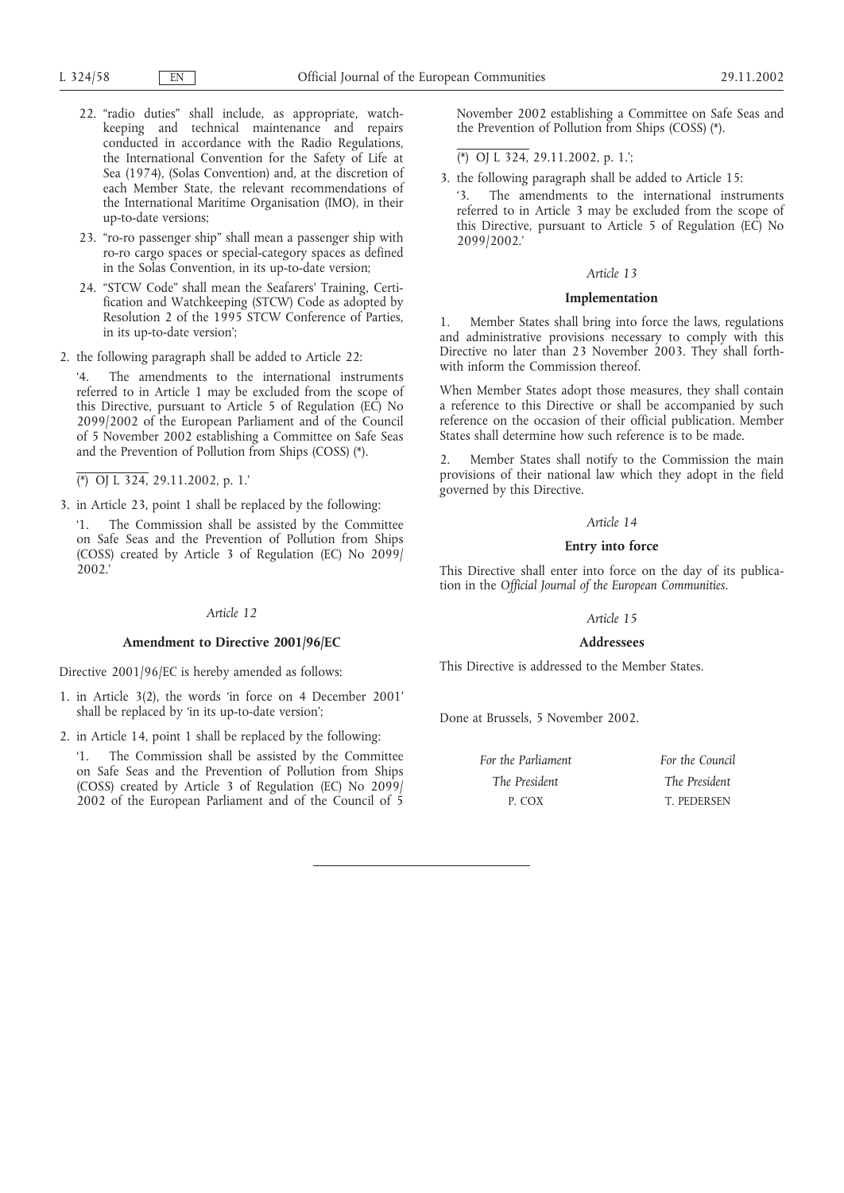22. "radio duties" shall include, as appropriate, watchkeeping and technical maintenance and repairs conducted in accordance with the Radio Regulations, the International Convention for the Safety of Life at Sea (1974), (Solas Convention) and, at the discretion of each Member State, the relevant recommendations of the International Maritime Organisation (IMO), in their up-to-date versions;

23. "ro-ro passenger ship" shall mean a passenger ship with ro-ro cargo spaces or special-category spaces as defined in the Solas Convention, in its up-to-date version;

24. "STCW Code" shall mean the Seafarers' Training, Certification and Watchkeeping (STCW) Code as adopted by Resolution 2 of the 1995 STCW Conference of Parties, in its up-to-date version';

2. the following paragraph shall be added to Article 22:

'4. The amendments to the international instruments referred to in Article 1 may be excluded from the scope of this Directive, pursuant to Article 5 of Regulation (EC) No 2099/2002 of the European Parliament and of the Council of 5 November 2002 establishing a Committee on Safe Seas and the Prevention of Pollution from Ships (COSS) (*).

(*) OJ L 324, 29.11.2002, p. 1.'

3. in Article 23, point 1 shall be replaced by the following:

'1. The Commission shall be assisted by the Committee on Safe Seas and the Prevention of Pollution from Ships (COSS) created by Article 3 of Regulation (EC) No 2099/2002.'

*Article 12*

**Amendment to Directive 2001/96/EC**

Directive 2001/96/EC is hereby amended as follows:

1. in Article 3(2), the words 'in force on 4 December 2001' shall be replaced by 'in its up-to-date version';

2. in Article 14, point 1 shall be replaced by the following:

'1. The Commission shall be assisted by the Committee on Safe Seas and the Prevention of Pollution from Ships (COSS) created by Article 3 of Regulation (EC) No 2099/2002 of the European Parliament and of the Council of 5 November 2002 establishing a Committee on Safe Seas and the Prevention of Pollution from Ships (COSS) (*).

(*) OJ L 324, 29.11.2002, p. 1.';

3. the following paragraph shall be added to Article 15:

'3. The amendments to the international instruments referred to in Article 3 may be excluded from the scope of this Directive, pursuant to Article 5 of Regulation (EC) No 2099/2002.'

*Article 13*

**Implementation**

1. Member States shall bring into force the laws, regulations and administrative provisions necessary to comply with this Directive no later than 23 November 2003. They shall forthwith inform the Commission thereof.

When Member States adopt those measures, they shall contain a reference to this Directive or shall be accompanied by such reference on the occasion of their official publication. Member States shall determine how such reference is to be made.

2. Member States shall notify to the Commission the main provisions of their national law which they adopt in the field governed by this Directive.

*Article 14*

**Entry into force**

This Directive shall enter into force on the day of its publication in the *Official Journal of the European Communities*.

*Article 15*

**Addressees**

This Directive is addressed to the Member States.

Done at Brussels, 5 November 2002.

| *For the Parliament* | *For the Council* |
| --- | --- |
| *The President* | *The President* |
| P. COX | T. PEDERSEN |